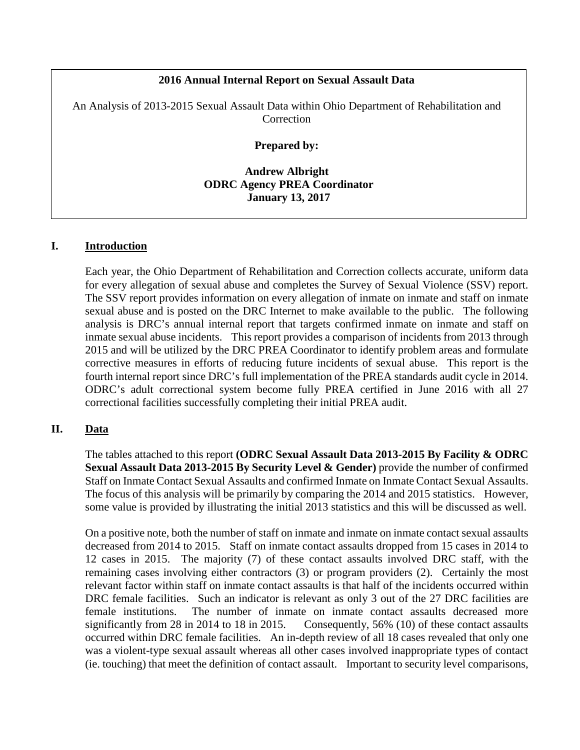**2016 Annual Internal Report on Sexual Assault Data**

An Analysis of 2013-2015 Sexual Assault Data within Ohio Department of Rehabilitation and Correction

**Prepared by:**

**Andrew Albright**
**ODRC Agency PREA Coordinator**
**January 13, 2017**

## I. Introduction

Each year, the Ohio Department of Rehabilitation and Correction collects accurate, uniform data for every allegation of sexual abuse and completes the Survey of Sexual Violence (SSV) report. The SSV report provides information on every allegation of inmate on inmate and staff on inmate sexual abuse and is posted on the DRC Internet to make available to the public. The following analysis is DRC's annual internal report that targets confirmed inmate on inmate and staff on inmate sexual abuse incidents. This report provides a comparison of incidents from 2013 through 2015 and will be utilized by the DRC PREA Coordinator to identify problem areas and formulate corrective measures in efforts of reducing future incidents of sexual abuse. This report is the fourth internal report since DRC's full implementation of the PREA standards audit cycle in 2014. ODRC's adult correctional system become fully PREA certified in June 2016 with all 27 correctional facilities successfully completing their initial PREA audit.

## II. Data

The tables attached to this report **(ODRC Sexual Assault Data 2013-2015 By Facility & ODRC Sexual Assault Data 2013-2015 By Security Level & Gender)** provide the number of confirmed Staff on Inmate Contact Sexual Assaults and confirmed Inmate on Inmate Contact Sexual Assaults. The focus of this analysis will be primarily by comparing the 2014 and 2015 statistics. However, some value is provided by illustrating the initial 2013 statistics and this will be discussed as well.

On a positive note, both the number of staff on inmate and inmate on inmate contact sexual assaults decreased from 2014 to 2015. Staff on inmate contact assaults dropped from 15 cases in 2014 to 12 cases in 2015. The majority (7) of these contact assaults involved DRC staff, with the remaining cases involving either contractors (3) or program providers (2). Certainly the most relevant factor within staff on inmate contact assaults is that half of the incidents occurred within DRC female facilities. Such an indicator is relevant as only 3 out of the 27 DRC facilities are female institutions. The number of inmate on inmate contact assaults decreased more significantly from 28 in 2014 to 18 in 2015. Consequently, 56% (10) of these contact assaults occurred within DRC female facilities. An in-depth review of all 18 cases revealed that only one was a violent-type sexual assault whereas all other cases involved inappropriate types of contact (ie. touching) that meet the definition of contact assault. Important to security level comparisons,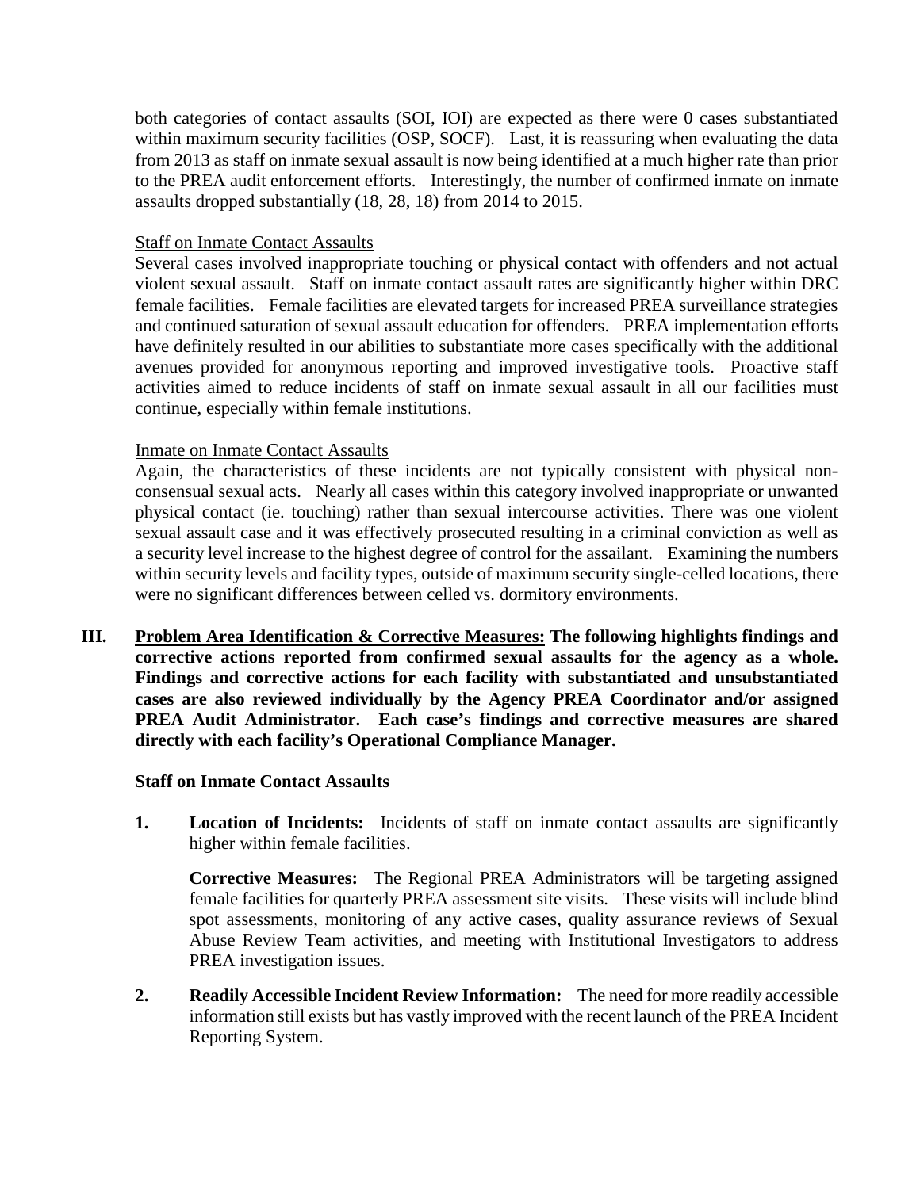both categories of contact assaults (SOI, IOI) are expected as there were 0 cases substantiated within maximum security facilities (OSP, SOCF). Last, it is reassuring when evaluating the data from 2013 as staff on inmate sexual assault is now being identified at a much higher rate than prior to the PREA audit enforcement efforts. Interestingly, the number of confirmed inmate on inmate assaults dropped substantially (18, 28, 18) from 2014 to 2015.

Staff on Inmate Contact Assaults

Several cases involved inappropriate touching or physical contact with offenders and not actual violent sexual assault. Staff on inmate contact assault rates are significantly higher within DRC female facilities. Female facilities are elevated targets for increased PREA surveillance strategies and continued saturation of sexual assault education for offenders. PREA implementation efforts have definitely resulted in our abilities to substantiate more cases specifically with the additional avenues provided for anonymous reporting and improved investigative tools. Proactive staff activities aimed to reduce incidents of staff on inmate sexual assault in all our facilities must continue, especially within female institutions.

Inmate on Inmate Contact Assaults

Again, the characteristics of these incidents are not typically consistent with physical non-consensual sexual acts. Nearly all cases within this category involved inappropriate or unwanted physical contact (ie. touching) rather than sexual intercourse activities. There was one violent sexual assault case and it was effectively prosecuted resulting in a criminal conviction as well as a security level increase to the highest degree of control for the assailant. Examining the numbers within security levels and facility types, outside of maximum security single-celled locations, there were no significant differences between celled vs. dormitory environments.

**III. Problem Area Identification & Corrective Measures: The following highlights findings and corrective actions reported from confirmed sexual assaults for the agency as a whole. Findings and corrective actions for each facility with substantiated and unsubstantiated cases are also reviewed individually by the Agency PREA Coordinator and/or assigned PREA Audit Administrator. Each case's findings and corrective measures are shared directly with each facility's Operational Compliance Manager.**

**Staff on Inmate Contact Assaults**

1. **Location of Incidents:** Incidents of staff on inmate contact assaults are significantly higher within female facilities.

   **Corrective Measures:** The Regional PREA Administrators will be targeting assigned female facilities for quarterly PREA assessment site visits. These visits will include blind spot assessments, monitoring of any active cases, quality assurance reviews of Sexual Abuse Review Team activities, and meeting with Institutional Investigators to address PREA investigation issues.

2. **Readily Accessible Incident Review Information:** The need for more readily accessible information still exists but has vastly improved with the recent launch of the PREA Incident Reporting System.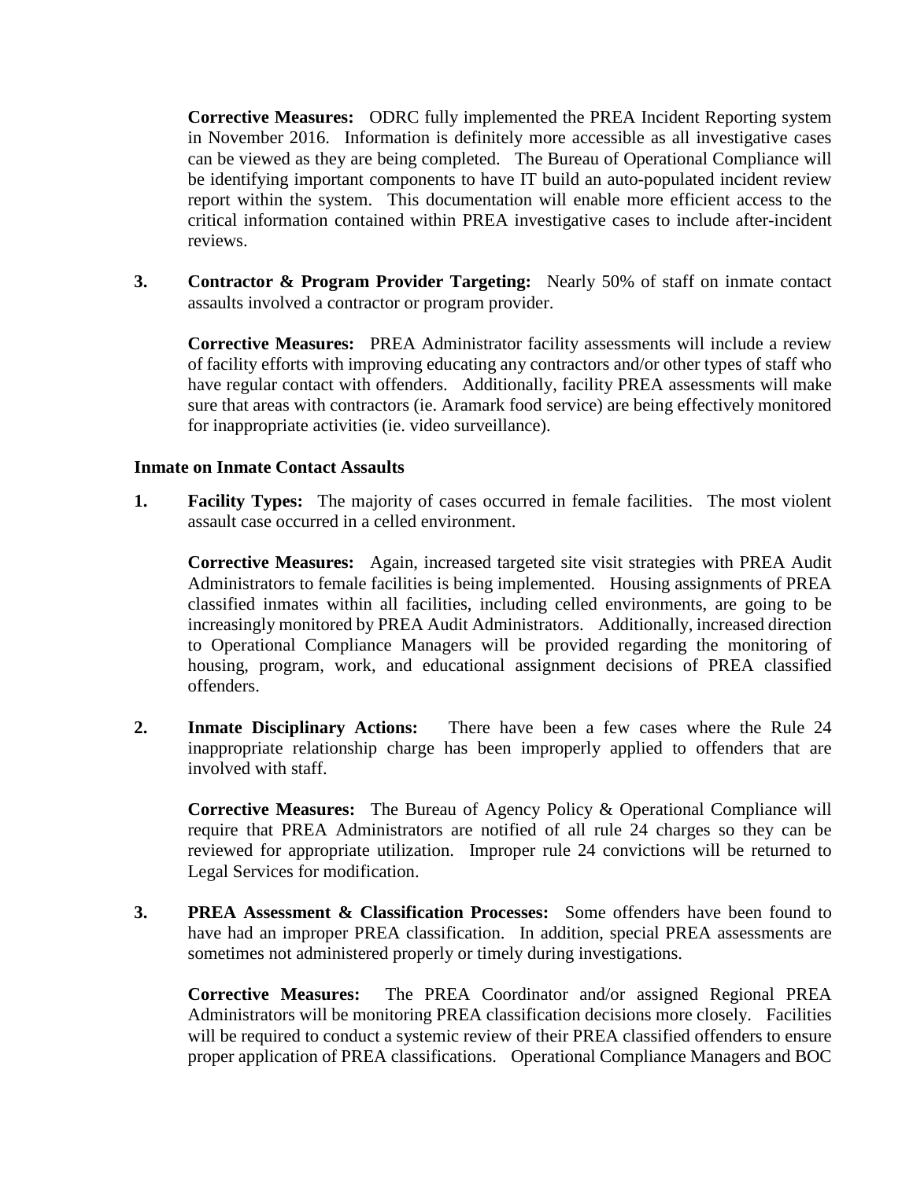**Corrective Measures:** ODRC fully implemented the PREA Incident Reporting system in November 2016. Information is definitely more accessible as all investigative cases can be viewed as they are being completed. The Bureau of Operational Compliance will be identifying important components to have IT build an auto-populated incident review report within the system. This documentation will enable more efficient access to the critical information contained within PREA investigative cases to include after-incident reviews.

3. **Contractor & Program Provider Targeting:** Nearly 50% of staff on inmate contact assaults involved a contractor or program provider.

   **Corrective Measures:** PREA Administrator facility assessments will include a review of facility efforts with improving educating any contractors and/or other types of staff who have regular contact with offenders. Additionally, facility PREA assessments will make sure that areas with contractors (ie. Aramark food service) are being effectively monitored for inappropriate activities (ie. video surveillance).

**Inmate on Inmate Contact Assaults**

1. **Facility Types:** The majority of cases occurred in female facilities. The most violent assault case occurred in a celled environment.

   **Corrective Measures:** Again, increased targeted site visit strategies with PREA Audit Administrators to female facilities is being implemented. Housing assignments of PREA classified inmates within all facilities, including celled environments, are going to be increasingly monitored by PREA Audit Administrators. Additionally, increased direction to Operational Compliance Managers will be provided regarding the monitoring of housing, program, work, and educational assignment decisions of PREA classified offenders.

2. **Inmate Disciplinary Actions:** There have been a few cases where the Rule 24 inappropriate relationship charge has been improperly applied to offenders that are involved with staff.

   **Corrective Measures:** The Bureau of Agency Policy & Operational Compliance will require that PREA Administrators are notified of all rule 24 charges so they can be reviewed for appropriate utilization. Improper rule 24 convictions will be returned to Legal Services for modification.

3. **PREA Assessment & Classification Processes:** Some offenders have been found to have had an improper PREA classification. In addition, special PREA assessments are sometimes not administered properly or timely during investigations.

   **Corrective Measures:** The PREA Coordinator and/or assigned Regional PREA Administrators will be monitoring PREA classification decisions more closely. Facilities will be required to conduct a systemic review of their PREA classified offenders to ensure proper application of PREA classifications. Operational Compliance Managers and BOC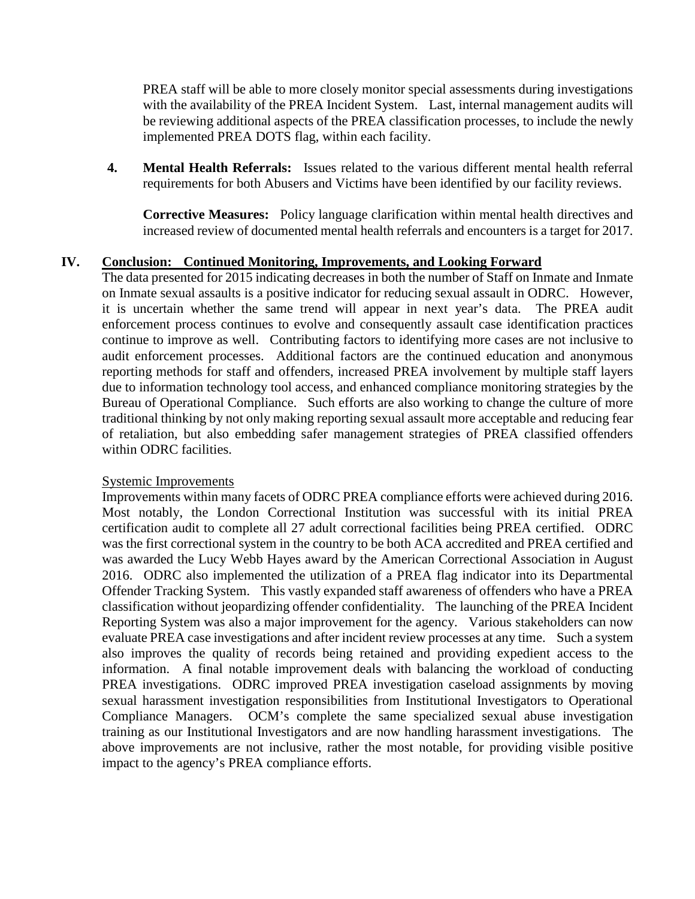PREA staff will be able to more closely monitor special assessments during investigations with the availability of the PREA Incident System. Last, internal management audits will be reviewing additional aspects of the PREA classification processes, to include the newly implemented PREA DOTS flag, within each facility.

4. **Mental Health Referrals:** Issues related to the various different mental health referral requirements for both Abusers and Victims have been identified by our facility reviews.

   **Corrective Measures:** Policy language clarification within mental health directives and increased review of documented mental health referrals and encounters is a target for 2017.

## IV. Conclusion: Continued Monitoring, Improvements, and Looking Forward

The data presented for 2015 indicating decreases in both the number of Staff on Inmate and Inmate on Inmate sexual assaults is a positive indicator for reducing sexual assault in ODRC. However, it is uncertain whether the same trend will appear in next year's data. The PREA audit enforcement process continues to evolve and consequently assault case identification practices continue to improve as well. Contributing factors to identifying more cases are not inclusive to audit enforcement processes. Additional factors are the continued education and anonymous reporting methods for staff and offenders, increased PREA involvement by multiple staff layers due to information technology tool access, and enhanced compliance monitoring strategies by the Bureau of Operational Compliance. Such efforts are also working to change the culture of more traditional thinking by not only making reporting sexual assault more acceptable and reducing fear of retaliation, but also embedding safer management strategies of PREA classified offenders within ODRC facilities.

### Systemic Improvements

Improvements within many facets of ODRC PREA compliance efforts were achieved during 2016. Most notably, the London Correctional Institution was successful with its initial PREA certification audit to complete all 27 adult correctional facilities being PREA certified. ODRC was the first correctional system in the country to be both ACA accredited and PREA certified and was awarded the Lucy Webb Hayes award by the American Correctional Association in August 2016. ODRC also implemented the utilization of a PREA flag indicator into its Departmental Offender Tracking System. This vastly expanded staff awareness of offenders who have a PREA classification without jeopardizing offender confidentiality. The launching of the PREA Incident Reporting System was also a major improvement for the agency. Various stakeholders can now evaluate PREA case investigations and after incident review processes at any time. Such a system also improves the quality of records being retained and providing expedient access to the information. A final notable improvement deals with balancing the workload of conducting PREA investigations. ODRC improved PREA investigation caseload assignments by moving sexual harassment investigation responsibilities from Institutional Investigators to Operational Compliance Managers. OCM's complete the same specialized sexual abuse investigation training as our Institutional Investigators and are now handling harassment investigations. The above improvements are not inclusive, rather the most notable, for providing visible positive impact to the agency's PREA compliance efforts.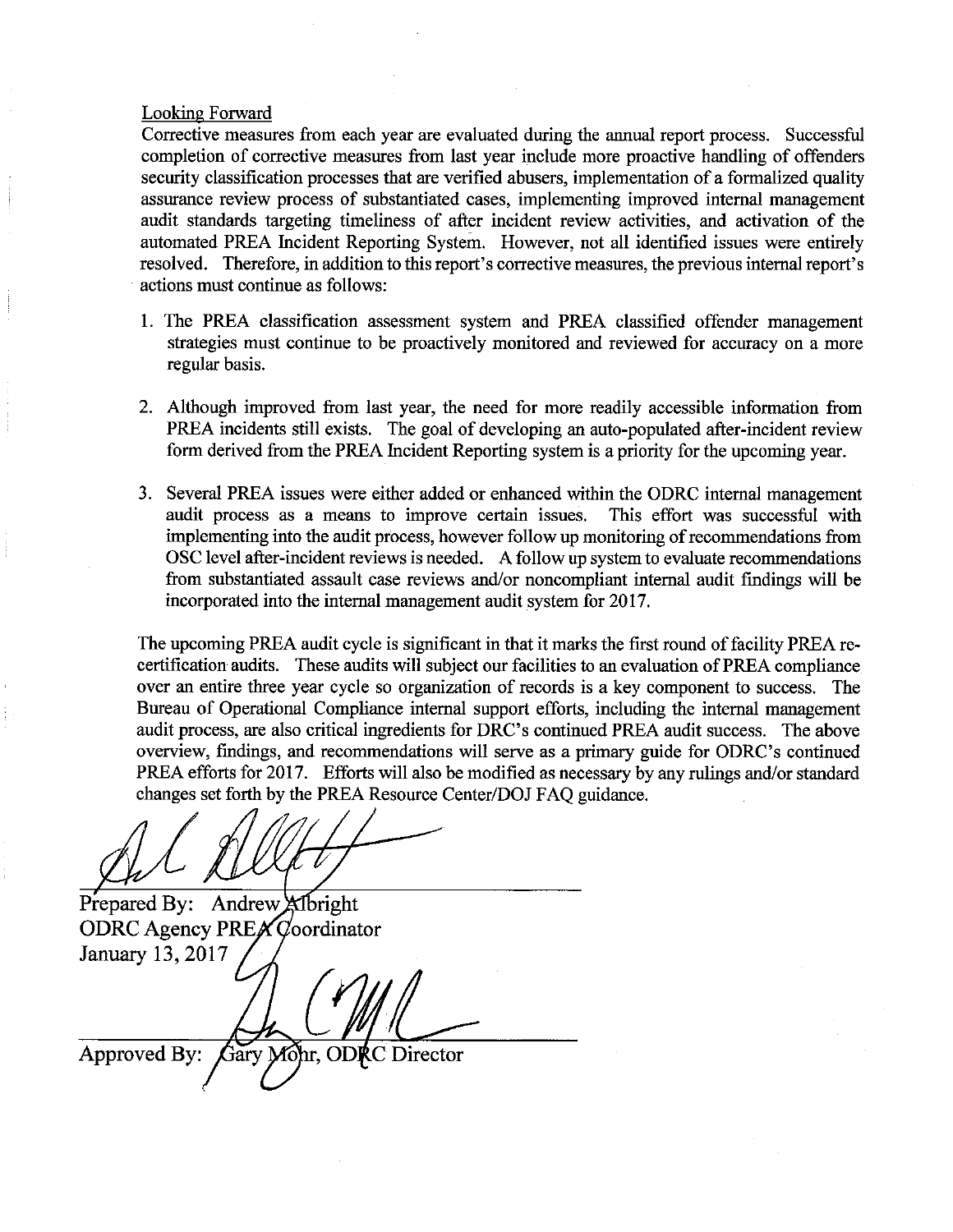Looking Forward

Corrective measures from each year are evaluated during the annual report process. Successful completion of corrective measures from last year include more proactive handling of offenders security classification processes that are verified abusers, implementation of a formalized quality assurance review process of substantiated cases, implementing improved internal management audit standards targeting timeliness of after incident review activities, and activation of the automated PREA Incident Reporting System. However, not all identified issues were entirely resolved. Therefore, in addition to this report's corrective measures, the previous internal report's actions must continue as follows:

1. The PREA classification assessment system and PREA classified offender management strategies must continue to be proactively monitored and reviewed for accuracy on a more regular basis.

2. Although improved from last year, the need for more readily accessible information from PREA incidents still exists. The goal of developing an auto-populated after-incident review form derived from the PREA Incident Reporting system is a priority for the upcoming year.

3. Several PREA issues were either added or enhanced within the ODRC internal management audit process as a means to improve certain issues. This effort was successful with implementing into the audit process, however follow up monitoring of recommendations from OSC level after-incident reviews is needed. A follow up system to evaluate recommendations from substantiated assault case reviews and/or noncompliant internal audit findings will be incorporated into the internal management audit system for 2017.

The upcoming PREA audit cycle is significant in that it marks the first round of facility PREA re-certification audits. These audits will subject our facilities to an evaluation of PREA compliance over an entire three year cycle so organization of records is a key component to success. The Bureau of Operational Compliance internal support efforts, including the internal management audit process, are also critical ingredients for DRC's continued PREA audit success. The above overview, findings, and recommendations will serve as a primary guide for ODRC's continued PREA efforts for 2017. Efforts will also be modified as necessary by any rulings and/or standard changes set forth by the PREA Resource Center/DOJ FAQ guidance.

Prepared By: Andrew Albright
ODRC Agency PREA Coordinator
January 13, 2017

Approved By: Gary Mohr, ODRC Director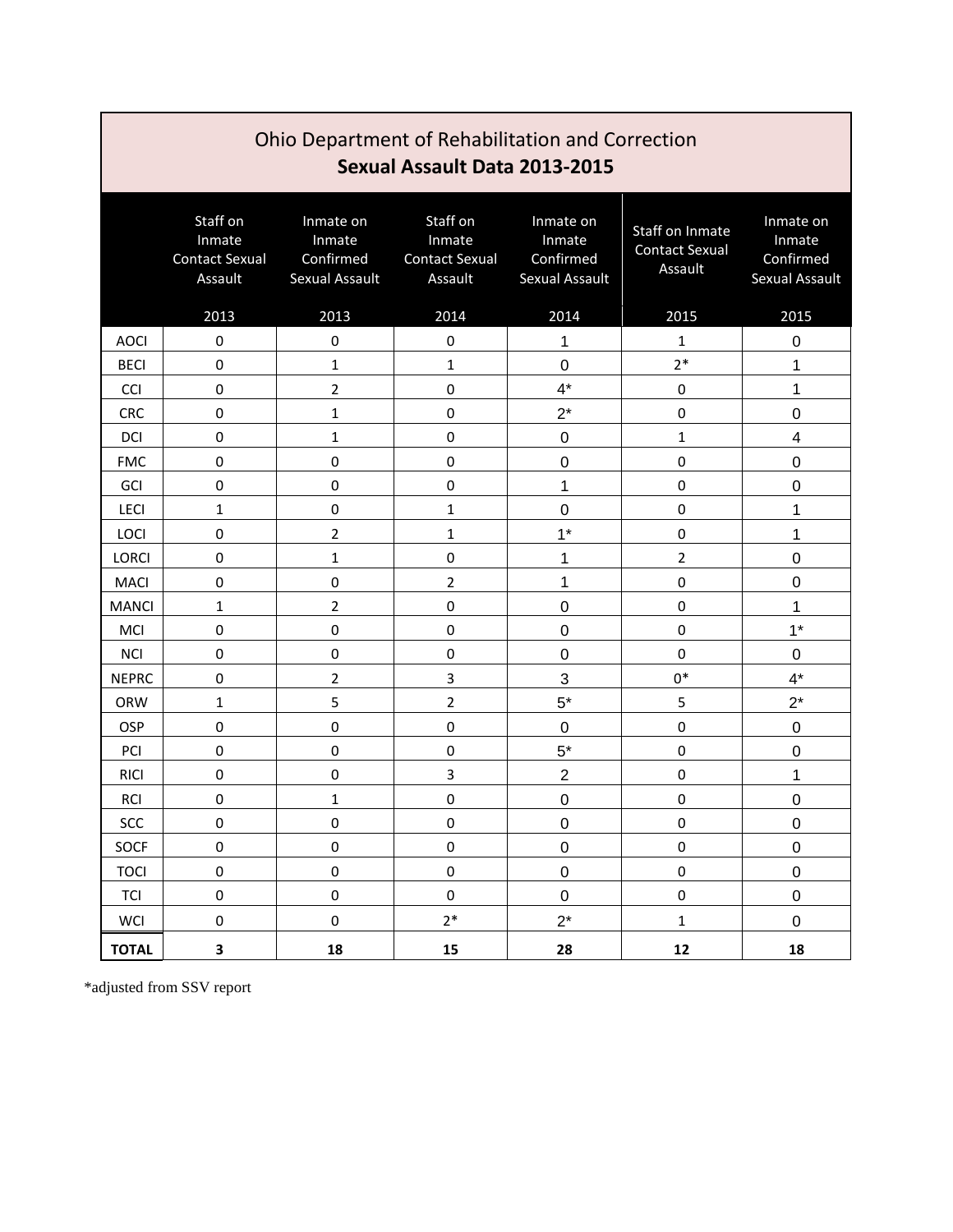# Ohio Department of Rehabilitation and Correction

## Sexual Assault Data 2013-2015

| | Staff on Inmate Contact Sexual Assault 2013 | Inmate on Inmate Confirmed Sexual Assault 2013 | Staff on Inmate Contact Sexual Assault 2014 | Inmate on Inmate Confirmed Sexual Assault 2014 | Staff on Inmate Contact Sexual Assault 2015 | Inmate on Inmate Confirmed Sexual Assault 2015 |
|---|---|---|---|---|---|---|
| AOCI | 0 | 0 | 0 | 1 | 1 | 0 |
| BECI | 0 | 1 | 1 | 0 | 2* | 1 |
| CCI | 0 | 2 | 0 | 4* | 0 | 1 |
| CRC | 0 | 1 | 0 | 2* | 0 | 0 |
| DCI | 0 | 1 | 0 | 0 | 1 | 4 |
| FMC | 0 | 0 | 0 | 0 | 0 | 0 |
| GCI | 0 | 0 | 0 | 1 | 0 | 0 |
| LECI | 1 | 0 | 1 | 0 | 0 | 1 |
| LOCI | 0 | 2 | 1 | 1* | 0 | 1 |
| LORCI | 0 | 1 | 0 | 1 | 2 | 0 |
| MACI | 0 | 0 | 2 | 1 | 0 | 0 |
| MANCI | 1 | 2 | 0 | 0 | 0 | 1 |
| MCI | 0 | 0 | 0 | 0 | 0 | 1* |
| NCI | 0 | 0 | 0 | 0 | 0 | 0 |
| NEPRC | 0 | 2 | 3 | 3 | 0* | 4* |
| ORW | 1 | 5 | 2 | 5* | 5 | 2* |
| OSP | 0 | 0 | 0 | 0 | 0 | 0 |
| PCI | 0 | 0 | 0 | 5* | 0 | 0 |
| RICI | 0 | 0 | 3 | 2 | 0 | 1 |
| RCI | 0 | 1 | 0 | 0 | 0 | 0 |
| SCC | 0 | 0 | 0 | 0 | 0 | 0 |
| SOCF | 0 | 0 | 0 | 0 | 0 | 0 |
| TOCI | 0 | 0 | 0 | 0 | 0 | 0 |
| TCI | 0 | 0 | 0 | 0 | 0 | 0 |
| WCI | 0 | 0 | 2* | 2* | 1 | 0 |
| **TOTAL** | **3** | **18** | **15** | **28** | **12** | **18** |

*adjusted from SSV report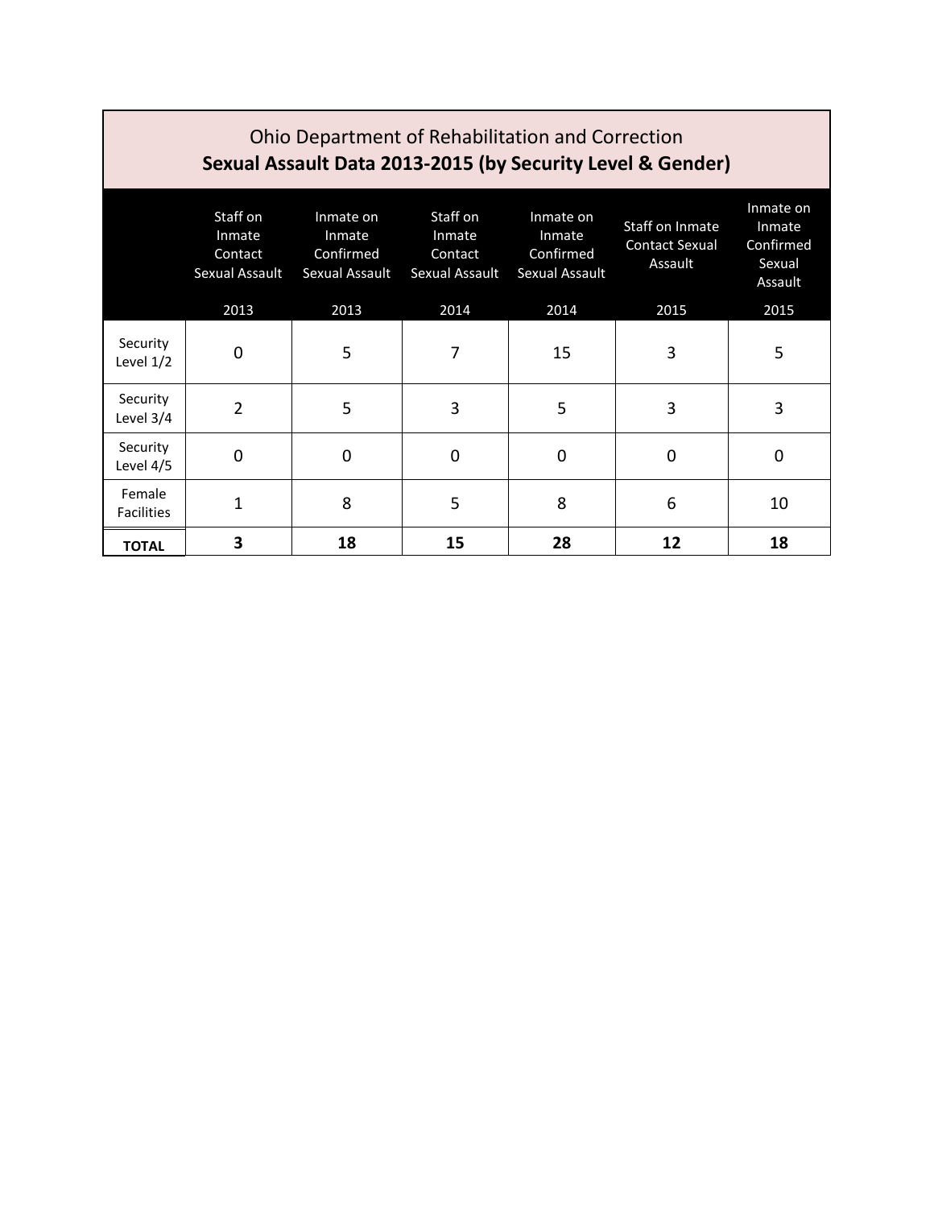# Ohio Department of Rehabilitation and Correction
## **Sexual Assault Data 2013-2015 (by Security Level & Gender)**

| | Staff on Inmate Contact Sexual Assault 2013 | Inmate on Inmate Confirmed Sexual Assault 2013 | Staff on Inmate Contact Sexual Assault 2014 | Inmate on Inmate Confirmed Sexual Assault 2014 | Staff on Inmate Contact Sexual Assault 2015 | Inmate on Inmate Confirmed Sexual Assault 2015 |
|---|---|---|---|---|---|---|
| Security Level 1/2 | 0 | 5 | 7 | 15 | 3 | 5 |
| Security Level 3/4 | 2 | 5 | 3 | 5 | 3 | 3 |
| Security Level 4/5 | 0 | 0 | 0 | 0 | 0 | 0 |
| Female Facilities | 1 | 8 | 5 | 8 | 6 | 10 |
| **TOTAL** | **3** | **18** | **15** | **28** | **12** | **18** |